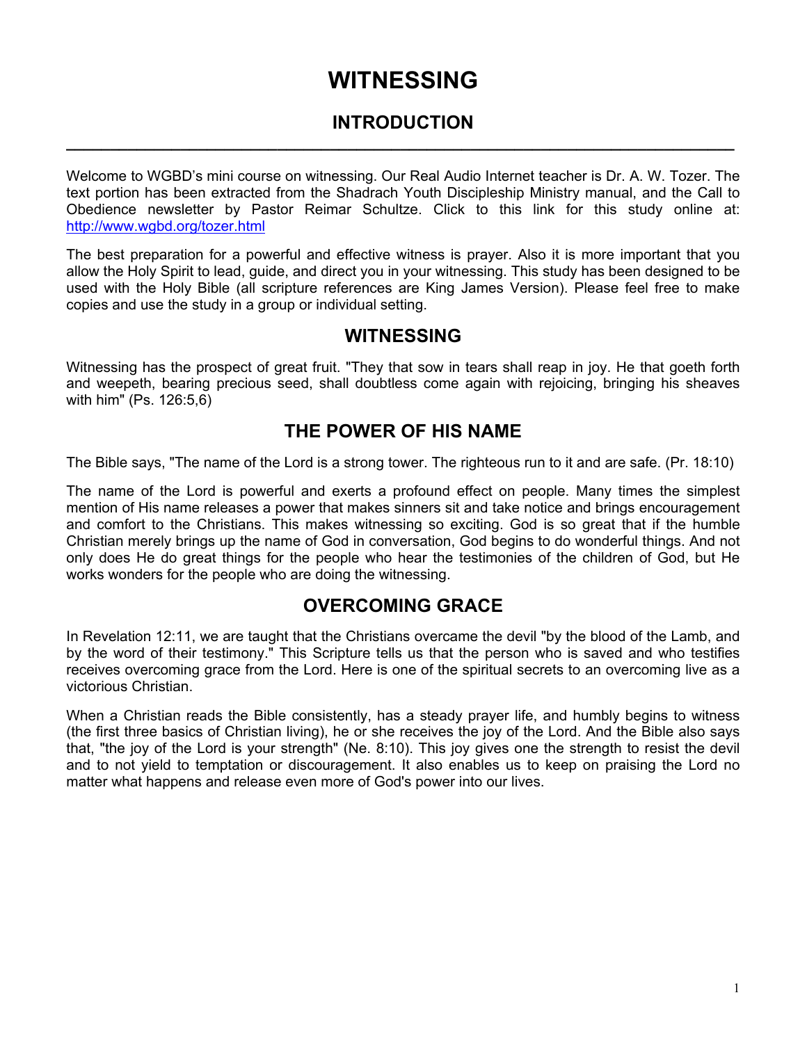# WITNESSING

## INTRODUCTION

---

Welcome to WGBD's mini course on witnessing. Our Real Audio Internet teacher is Dr. A. W. Tozer. The text portion has been extracted from the Shadrach Youth Discipleship Ministry manual, and the Call to Obedience newsletter by Pastor Reimar Schultze. Click to this link for this study online at: [http://www.wgbd.org/tozer.html](http://www.wgbd.org/tozer.html)

The best preparation for a powerful and effective witness is prayer. Also it is more important that you allow the Holy Spirit to lead, guide, and direct you in your witnessing. This study has been designed to be used with the Holy Bible (all scripture references are King James Version). Please feel free to make copies and use the study in a group or individual setting.

## WITNESSING

Witnessing has the prospect of great fruit. "They that sow in tears shall reap in joy. He that goeth forth and weepeth, bearing precious seed, shall doubtless come again with rejoicing, bringing his sheaves with him" (Ps. 126:5,6)

## THE POWER OF HIS NAME

The Bible says, "The name of the Lord is a strong tower. The righteous run to it and are safe. (Pr. 18:10)

The name of the Lord is powerful and exerts a profound effect on people. Many times the simplest mention of His name releases a power that makes sinners sit and take notice and brings encouragement and comfort to the Christians. This makes witnessing so exciting. God is so great that if the humble Christian merely brings up the name of God in conversation, God begins to do wonderful things. And not only does He do great things for the people who hear the testimonies of the children of God, but He works wonders for the people who are doing the witnessing.

## OVERCOMING GRACE

In Revelation 12:11, we are taught that the Christians overcame the devil "by the blood of the Lamb, and by the word of their testimony." This Scripture tells us that the person who is saved and who testifies receives overcoming grace from the Lord. Here is one of the spiritual secrets to an overcoming live as a victorious Christian.

When a Christian reads the Bible consistently, has a steady prayer life, and humbly begins to witness (the first three basics of Christian living), he or she receives the joy of the Lord. And the Bible also says that, "the joy of the Lord is your strength" (Ne. 8:10). This joy gives one the strength to resist the devil and to not yield to temptation or discouragement. It also enables us to keep on praising the Lord no matter what happens and release even more of God's power into our lives.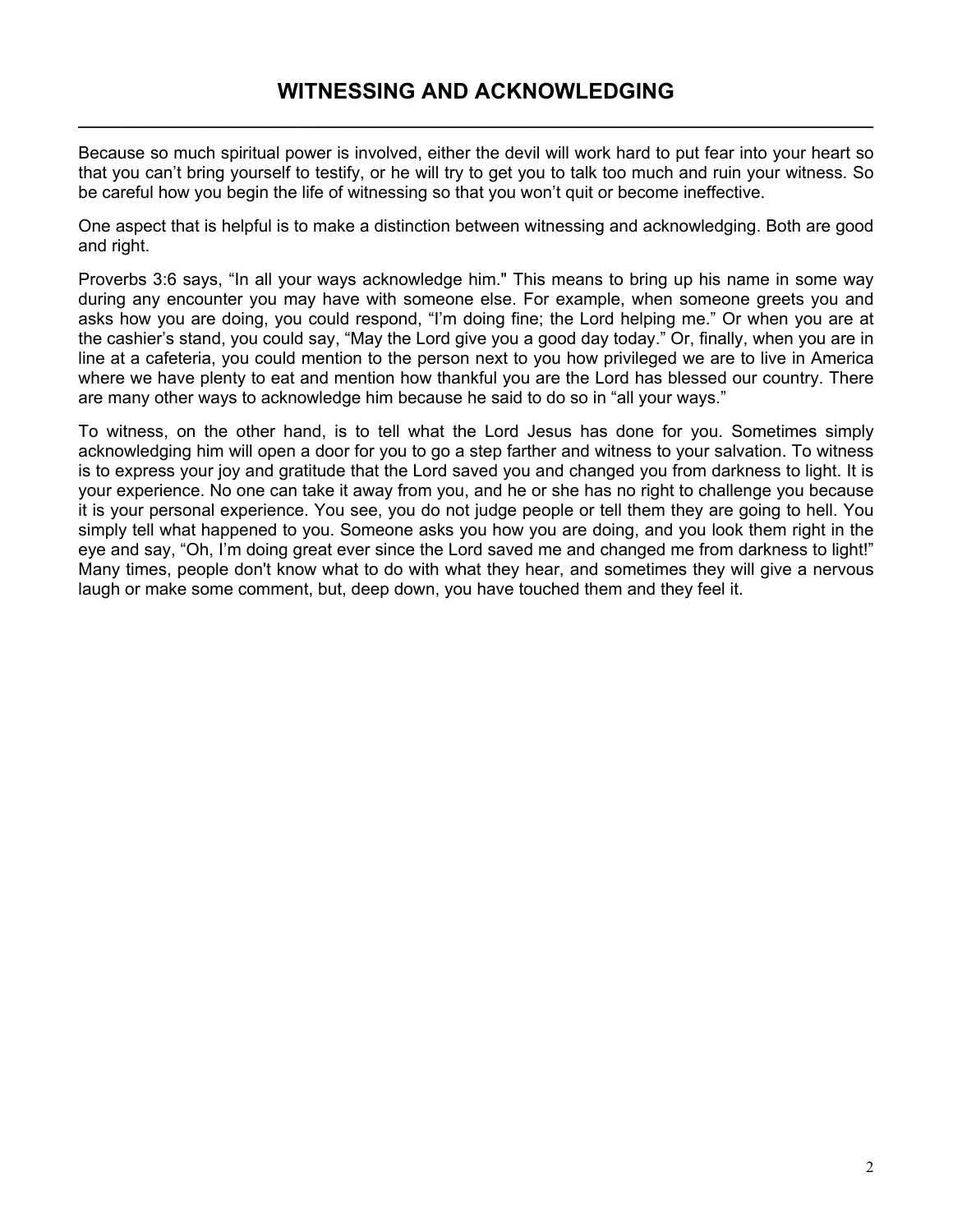# WITNESSING AND ACKNOWLEDGING

Because so much spiritual power is involved, either the devil will work hard to put fear into your heart so that you can't bring yourself to testify, or he will try to get you to talk too much and ruin your witness. So be careful how you begin the life of witnessing so that you won't quit or become ineffective.

One aspect that is helpful is to make a distinction between witnessing and acknowledging. Both are good and right.

Proverbs 3:6 says, "In all your ways acknowledge him." This means to bring up his name in some way during any encounter you may have with someone else. For example, when someone greets you and asks how you are doing, you could respond, "I'm doing fine; the Lord helping me." Or when you are at the cashier's stand, you could say, "May the Lord give you a good day today." Or, finally, when you are in line at a cafeteria, you could mention to the person next to you how privileged we are to live in America where we have plenty to eat and mention how thankful you are the Lord has blessed our country. There are many other ways to acknowledge him because he said to do so in "all your ways."

To witness, on the other hand, is to tell what the Lord Jesus has done for you. Sometimes simply acknowledging him will open a door for you to go a step farther and witness to your salvation. To witness is to express your joy and gratitude that the Lord saved you and changed you from darkness to light. It is your experience. No one can take it away from you, and he or she has no right to challenge you because it is your personal experience. You see, you do not judge people or tell them they are going to hell. You simply tell what happened to you. Someone asks you how you are doing, and you look them right in the eye and say, "Oh, I'm doing great ever since the Lord saved me and changed me from darkness to light!" Many times, people don't know what to do with what they hear, and sometimes they will give a nervous laugh or make some comment, but, deep down, you have touched them and they feel it.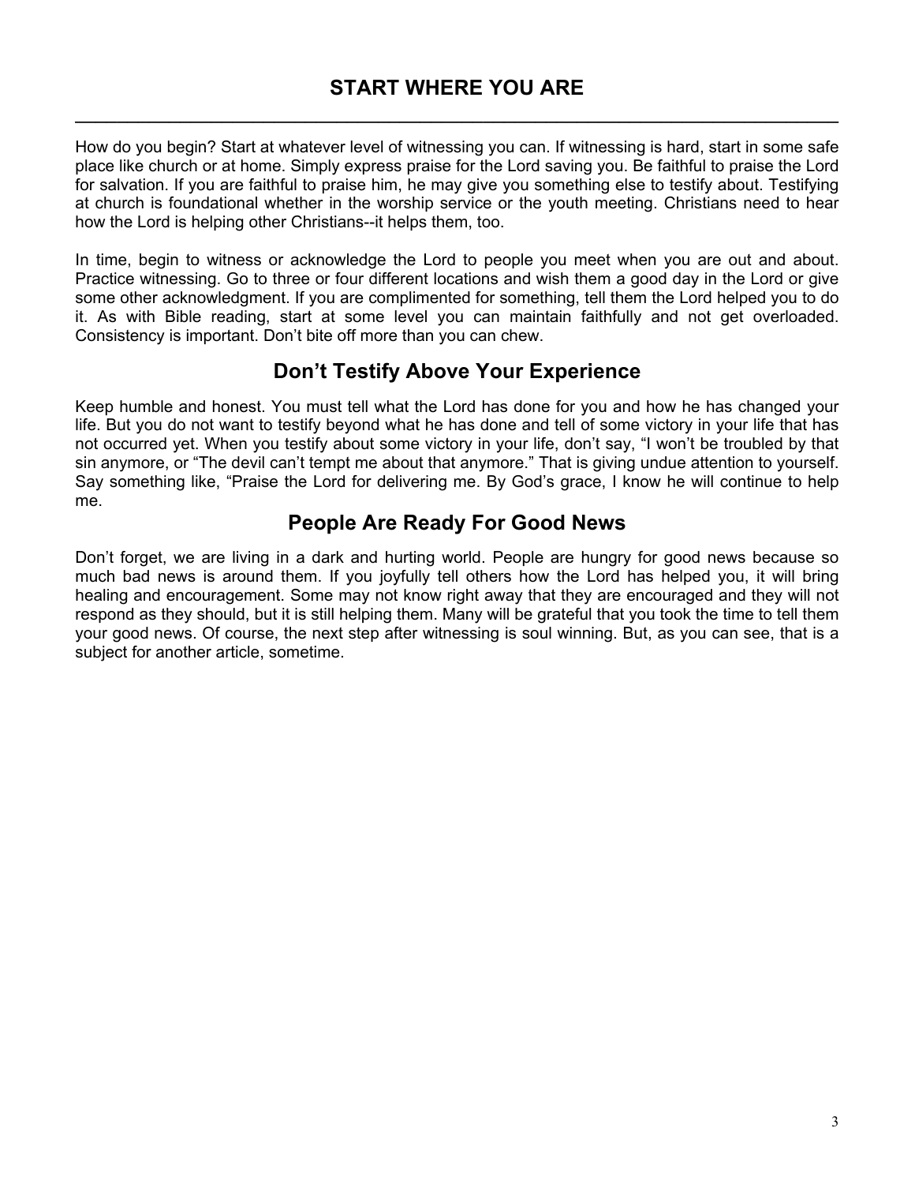## START WHERE YOU ARE

How do you begin? Start at whatever level of witnessing you can. If witnessing is hard, start in some safe place like church or at home. Simply express praise for the Lord saving you. Be faithful to praise the Lord for salvation. If you are faithful to praise him, he may give you something else to testify about. Testifying at church is foundational whether in the worship service or the youth meeting. Christians need to hear how the Lord is helping other Christians--it helps them, too.

In time, begin to witness or acknowledge the Lord to people you meet when you are out and about. Practice witnessing. Go to three or four different locations and wish them a good day in the Lord or give some other acknowledgment. If you are complimented for something, tell them the Lord helped you to do it. As with Bible reading, start at some level you can maintain faithfully and not get overloaded. Consistency is important. Don't bite off more than you can chew.

### Don't Testify Above Your Experience

Keep humble and honest. You must tell what the Lord has done for you and how he has changed your life. But you do not want to testify beyond what he has done and tell of some victory in your life that has not occurred yet. When you testify about some victory in your life, don't say, "I won't be troubled by that sin anymore, or "The devil can't tempt me about that anymore." That is giving undue attention to yourself. Say something like, "Praise the Lord for delivering me. By God's grace, I know he will continue to help me.

### People Are Ready For Good News

Don't forget, we are living in a dark and hurting world. People are hungry for good news because so much bad news is around them. If you joyfully tell others how the Lord has helped you, it will bring healing and encouragement. Some may not know right away that they are encouraged and they will not respond as they should, but it is still helping them. Many will be grateful that you took the time to tell them your good news. Of course, the next step after witnessing is soul winning. But, as you can see, that is a subject for another article, sometime.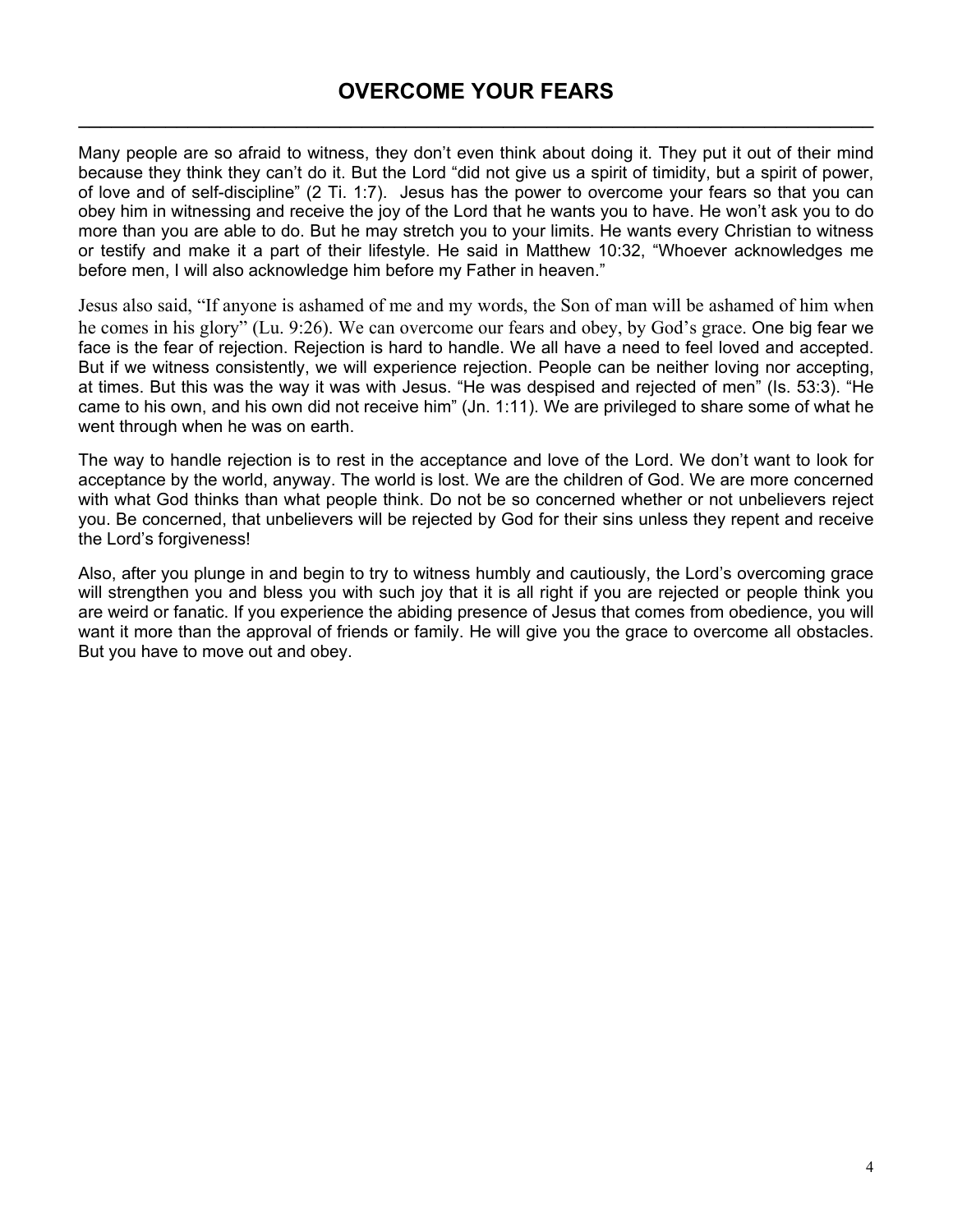# OVERCOME YOUR FEARS

Many people are so afraid to witness, they don't even think about doing it. They put it out of their mind because they think they can't do it. But the Lord "did not give us a spirit of timidity, but a spirit of power, of love and of self-discipline" (2 Ti. 1:7). Jesus has the power to overcome your fears so that you can obey him in witnessing and receive the joy of the Lord that he wants you to have. He won't ask you to do more than you are able to do. But he may stretch you to your limits. He wants every Christian to witness or testify and make it a part of their lifestyle. He said in Matthew 10:32, "Whoever acknowledges me before men, I will also acknowledge him before my Father in heaven."

Jesus also said, "If anyone is ashamed of me and my words, the Son of man will be ashamed of him when he comes in his glory" (Lu. 9:26). We can overcome our fears and obey, by God's grace. One big fear we face is the fear of rejection. Rejection is hard to handle. We all have a need to feel loved and accepted. But if we witness consistently, we will experience rejection. People can be neither loving nor accepting, at times. But this was the way it was with Jesus. "He was despised and rejected of men" (Is. 53:3). "He came to his own, and his own did not receive him" (Jn. 1:11). We are privileged to share some of what he went through when he was on earth.

The way to handle rejection is to rest in the acceptance and love of the Lord. We don't want to look for acceptance by the world, anyway. The world is lost. We are the children of God. We are more concerned with what God thinks than what people think. Do not be so concerned whether or not unbelievers reject you. Be concerned, that unbelievers will be rejected by God for their sins unless they repent and receive the Lord's forgiveness!

Also, after you plunge in and begin to try to witness humbly and cautiously, the Lord's overcoming grace will strengthen you and bless you with such joy that it is all right if you are rejected or people think you are weird or fanatic. If you experience the abiding presence of Jesus that comes from obedience, you will want it more than the approval of friends or family. He will give you the grace to overcome all obstacles. But you have to move out and obey.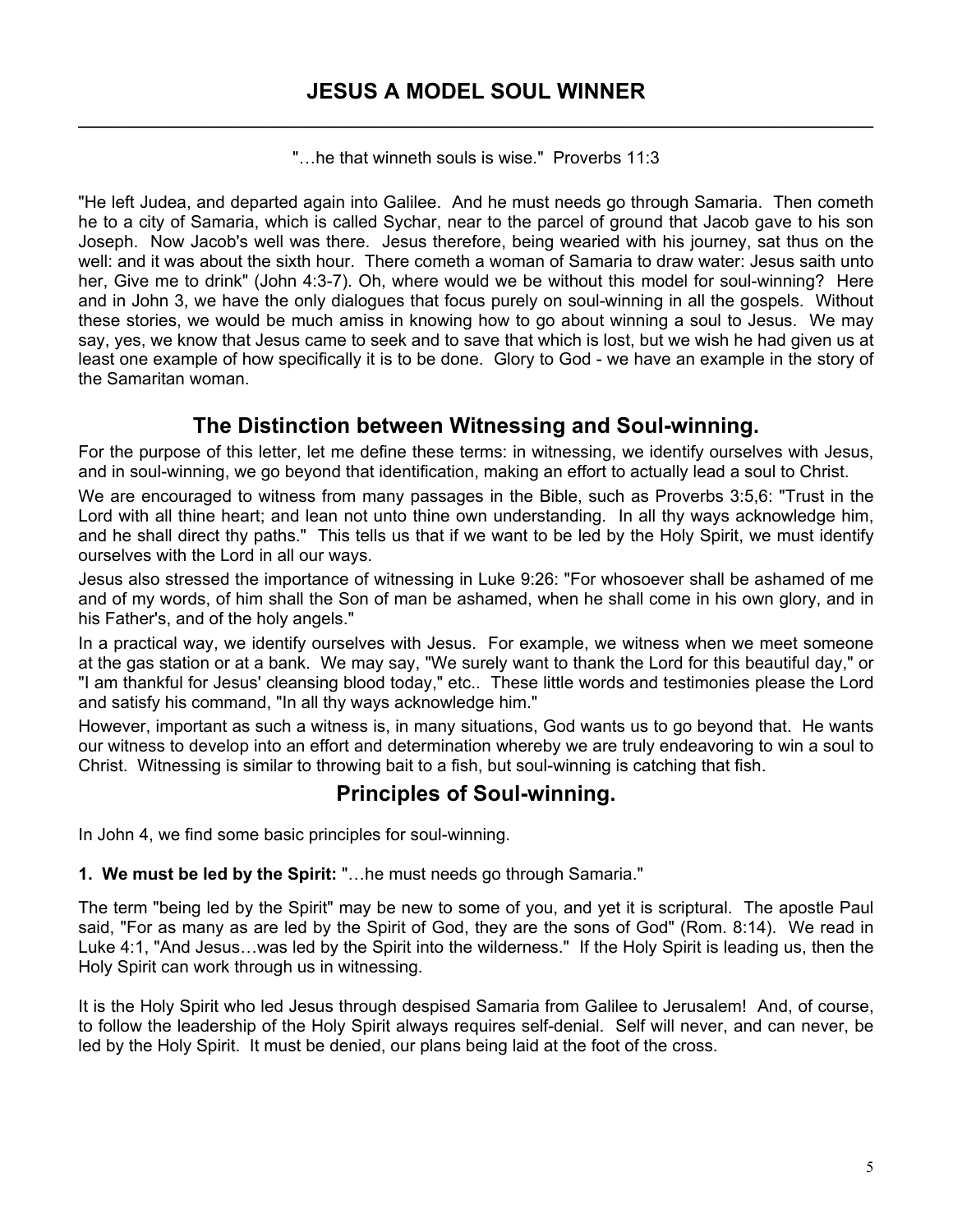# JESUS A MODEL SOUL WINNER

"…he that winneth souls is wise." Proverbs 11:3

"He left Judea, and departed again into Galilee. And he must needs go through Samaria. Then cometh he to a city of Samaria, which is called Sychar, near to the parcel of ground that Jacob gave to his son Joseph. Now Jacob's well was there. Jesus therefore, being wearied with his journey, sat thus on the well: and it was about the sixth hour. There cometh a woman of Samaria to draw water: Jesus saith unto her, Give me to drink" (John 4:3-7). Oh, where would we be without this model for soul-winning? Here and in John 3, we have the only dialogues that focus purely on soul-winning in all the gospels. Without these stories, we would be much amiss in knowing how to go about winning a soul to Jesus. We may say, yes, we know that Jesus came to seek and to save that which is lost, but we wish he had given us at least one example of how specifically it is to be done. Glory to God - we have an example in the story of the Samaritan woman.

## The Distinction between Witnessing and Soul-winning.

For the purpose of this letter, let me define these terms: in witnessing, we identify ourselves with Jesus, and in soul-winning, we go beyond that identification, making an effort to actually lead a soul to Christ.

We are encouraged to witness from many passages in the Bible, such as Proverbs 3:5,6: "Trust in the Lord with all thine heart; and lean not unto thine own understanding. In all thy ways acknowledge him, and he shall direct thy paths." This tells us that if we want to be led by the Holy Spirit, we must identify ourselves with the Lord in all our ways.

Jesus also stressed the importance of witnessing in Luke 9:26: "For whosoever shall be ashamed of me and of my words, of him shall the Son of man be ashamed, when he shall come in his own glory, and in his Father's, and of the holy angels."

In a practical way, we identify ourselves with Jesus. For example, we witness when we meet someone at the gas station or at a bank. We may say, "We surely want to thank the Lord for this beautiful day," or "I am thankful for Jesus' cleansing blood today," etc.. These little words and testimonies please the Lord and satisfy his command, "In all thy ways acknowledge him."

However, important as such a witness is, in many situations, God wants us to go beyond that. He wants our witness to develop into an effort and determination whereby we are truly endeavoring to win a soul to Christ. Witnessing is similar to throwing bait to a fish, but soul-winning is catching that fish.

## Principles of Soul-winning.

In John 4, we find some basic principles for soul-winning.

**1. We must be led by the Spirit:** "…he must needs go through Samaria."

The term "being led by the Spirit" may be new to some of you, and yet it is scriptural. The apostle Paul said, "For as many as are led by the Spirit of God, they are the sons of God" (Rom. 8:14). We read in Luke 4:1, "And Jesus…was led by the Spirit into the wilderness." If the Holy Spirit is leading us, then the Holy Spirit can work through us in witnessing.

It is the Holy Spirit who led Jesus through despised Samaria from Galilee to Jerusalem! And, of course, to follow the leadership of the Holy Spirit always requires self-denial. Self will never, and can never, be led by the Holy Spirit. It must be denied, our plans being laid at the foot of the cross.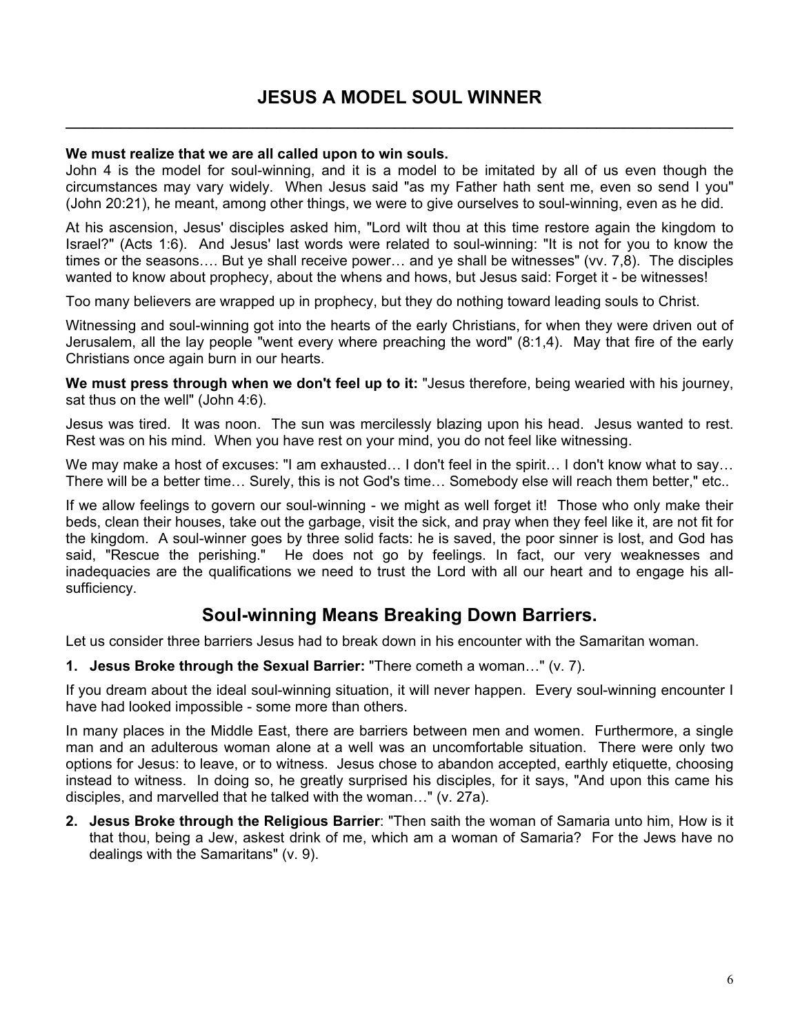# JESUS A MODEL SOUL WINNER

---

**We must realize that we are all called upon to win souls.**
John 4 is the model for soul-winning, and it is a model to be imitated by all of us even though the circumstances may vary widely. When Jesus said "as my Father hath sent me, even so send I you" (John 20:21), he meant, among other things, we were to give ourselves to soul-winning, even as he did.

At his ascension, Jesus' disciples asked him, "Lord wilt thou at this time restore again the kingdom to Israel?" (Acts 1:6). And Jesus' last words were related to soul-winning: "It is not for you to know the times or the seasons…. But ye shall receive power… and ye shall be witnesses" (vv. 7,8). The disciples wanted to know about prophecy, about the whens and hows, but Jesus said: Forget it - be witnesses!

Too many believers are wrapped up in prophecy, but they do nothing toward leading souls to Christ.

Witnessing and soul-winning got into the hearts of the early Christians, for when they were driven out of Jerusalem, all the lay people "went every where preaching the word" (8:1,4). May that fire of the early Christians once again burn in our hearts.

**We must press through when we don't feel up to it:** "Jesus therefore, being wearied with his journey, sat thus on the well" (John 4:6).

Jesus was tired. It was noon. The sun was mercilessly blazing upon his head. Jesus wanted to rest. Rest was on his mind. When you have rest on your mind, you do not feel like witnessing.

We may make a host of excuses: "I am exhausted… I don't feel in the spirit… I don't know what to say… There will be a better time… Surely, this is not God's time… Somebody else will reach them better," etc..

If we allow feelings to govern our soul-winning - we might as well forget it! Those who only make their beds, clean their houses, take out the garbage, visit the sick, and pray when they feel like it, are not fit for the kingdom. A soul-winner goes by three solid facts: he is saved, the poor sinner is lost, and God has said, "Rescue the perishing." He does not go by feelings. In fact, our very weaknesses and inadequacies are the qualifications we need to trust the Lord with all our heart and to engage his all-sufficiency.

## Soul-winning Means Breaking Down Barriers.

Let us consider three barriers Jesus had to break down in his encounter with the Samaritan woman.

1. **Jesus Broke through the Sexual Barrier:** "There cometh a woman…" (v. 7).

If you dream about the ideal soul-winning situation, it will never happen. Every soul-winning encounter I have had looked impossible - some more than others.

In many places in the Middle East, there are barriers between men and women. Furthermore, a single man and an adulterous woman alone at a well was an uncomfortable situation. There were only two options for Jesus: to leave, or to witness. Jesus chose to abandon accepted, earthly etiquette, choosing instead to witness. In doing so, he greatly surprised his disciples, for it says, "And upon this came his disciples, and marvelled that he talked with the woman…" (v. 27a).

2. **Jesus Broke through the Religious Barrier**: "Then saith the woman of Samaria unto him, How is it that thou, being a Jew, askest drink of me, which am a woman of Samaria? For the Jews have no dealings with the Samaritans" (v. 9).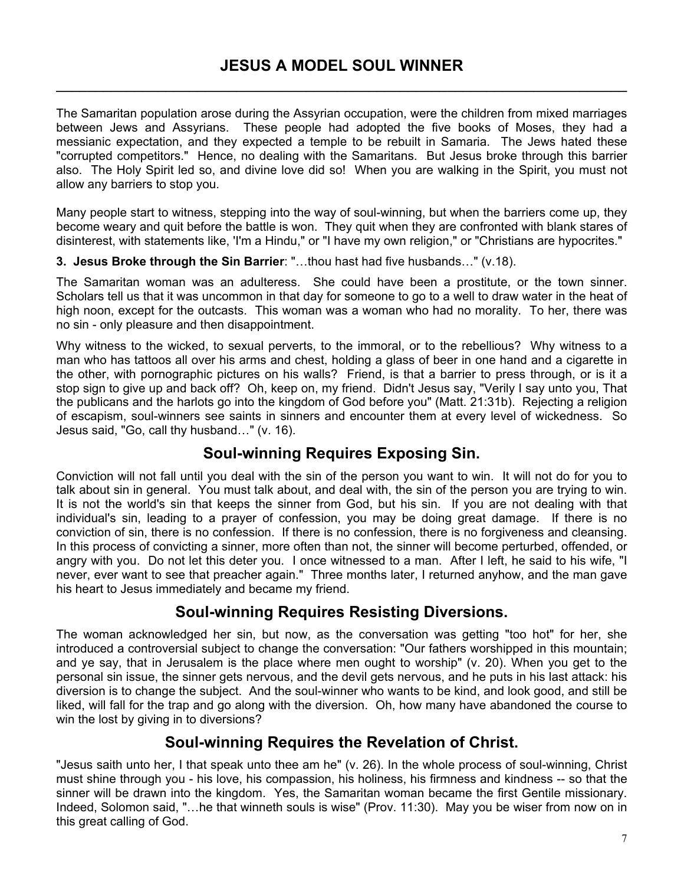# JESUS A MODEL SOUL WINNER

The Samaritan population arose during the Assyrian occupation, were the children from mixed marriages between Jews and Assyrians. These people had adopted the five books of Moses, they had a messianic expectation, and they expected a temple to be rebuilt in Samaria. The Jews hated these "corrupted competitors." Hence, no dealing with the Samaritans. But Jesus broke through this barrier also. The Holy Spirit led so, and divine love did so! When you are walking in the Spirit, you must not allow any barriers to stop you.

Many people start to witness, stepping into the way of soul-winning, but when the barriers come up, they become weary and quit before the battle is won. They quit when they are confronted with blank stares of disinterest, with statements like, 'I'm a Hindu," or "I have my own religion," or "Christians are hypocrites."

**3. Jesus Broke through the Sin Barrier**: "…thou hast had five husbands…" (v.18).

The Samaritan woman was an adulteress. She could have been a prostitute, or the town sinner. Scholars tell us that it was uncommon in that day for someone to go to a well to draw water in the heat of high noon, except for the outcasts. This woman was a woman who had no morality. To her, there was no sin - only pleasure and then disappointment.

Why witness to the wicked, to sexual perverts, to the immoral, or to the rebellious? Why witness to a man who has tattoos all over his arms and chest, holding a glass of beer in one hand and a cigarette in the other, with pornographic pictures on his walls? Friend, is that a barrier to press through, or is it a stop sign to give up and back off? Oh, keep on, my friend. Didn't Jesus say, "Verily I say unto you, That the publicans and the harlots go into the kingdom of God before you" (Matt. 21:31b). Rejecting a religion of escapism, soul-winners see saints in sinners and encounter them at every level of wickedness. So Jesus said, "Go, call thy husband…" (v. 16).

## Soul-winning Requires Exposing Sin.

Conviction will not fall until you deal with the sin of the person you want to win. It will not do for you to talk about sin in general. You must talk about, and deal with, the sin of the person you are trying to win. It is not the world's sin that keeps the sinner from God, but his sin. If you are not dealing with that individual's sin, leading to a prayer of confession, you may be doing great damage. If there is no conviction of sin, there is no confession. If there is no confession, there is no forgiveness and cleansing. In this process of convicting a sinner, more often than not, the sinner will become perturbed, offended, or angry with you. Do not let this deter you. I once witnessed to a man. After I left, he said to his wife, "I never, ever want to see that preacher again." Three months later, I returned anyhow, and the man gave his heart to Jesus immediately and became my friend.

## Soul-winning Requires Resisting Diversions.

The woman acknowledged her sin, but now, as the conversation was getting "too hot" for her, she introduced a controversial subject to change the conversation: "Our fathers worshipped in this mountain; and ye say, that in Jerusalem is the place where men ought to worship" (v. 20). When you get to the personal sin issue, the sinner gets nervous, and the devil gets nervous, and he puts in his last attack: his diversion is to change the subject. And the soul-winner who wants to be kind, and look good, and still be liked, will fall for the trap and go along with the diversion. Oh, how many have abandoned the course to win the lost by giving in to diversions?

## Soul-winning Requires the Revelation of Christ.

"Jesus saith unto her, I that speak unto thee am he" (v. 26). In the whole process of soul-winning, Christ must shine through you - his love, his compassion, his holiness, his firmness and kindness -- so that the sinner will be drawn into the kingdom. Yes, the Samaritan woman became the first Gentile missionary. Indeed, Solomon said, "…he that winneth souls is wise" (Prov. 11:30). May you be wiser from now on in this great calling of God.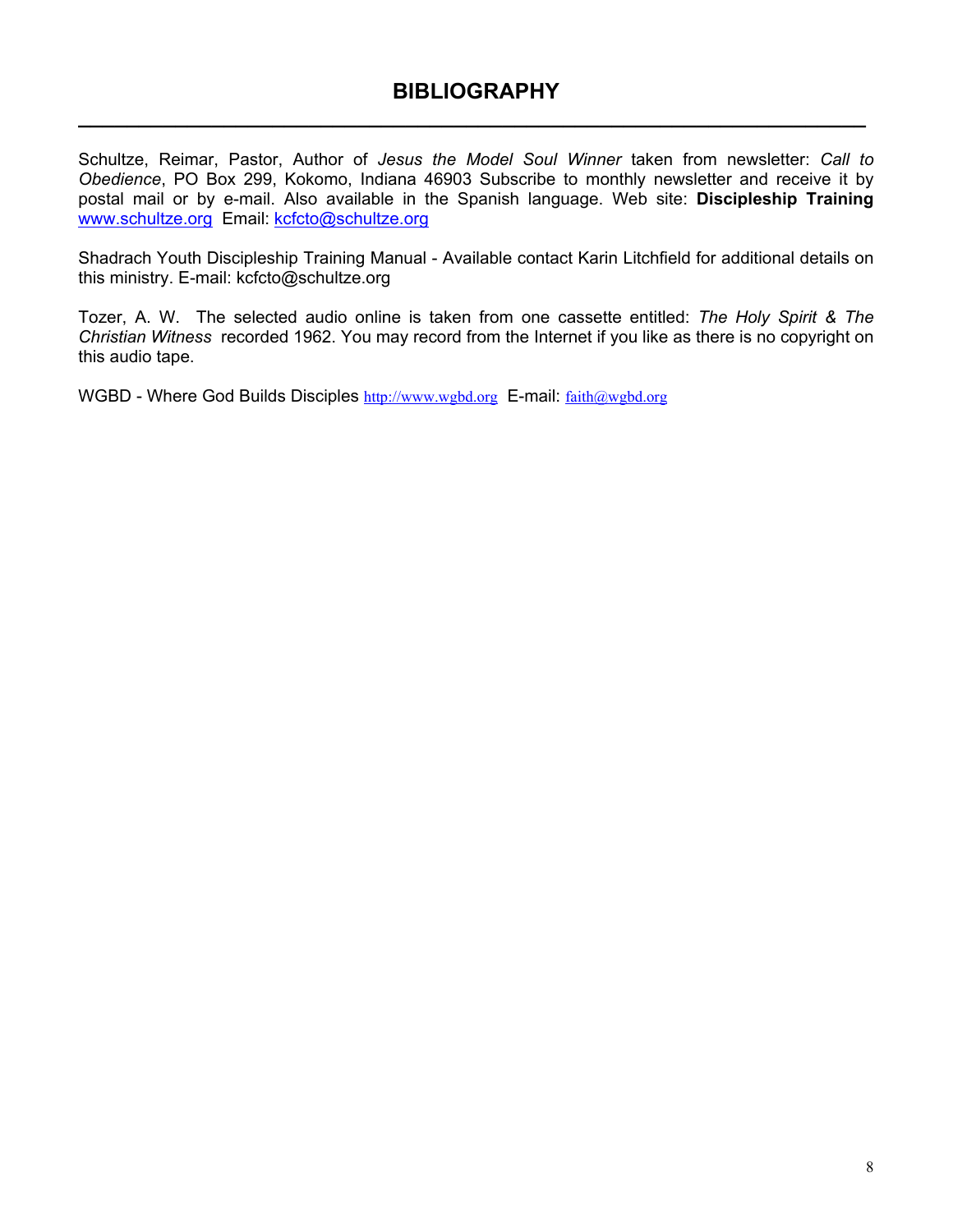# BIBLIOGRAPHY

Schultze, Reimar, Pastor, Author of *Jesus the Model Soul Winner* taken from newsletter: *Call to Obedience*, PO Box 299, Kokomo, Indiana 46903 Subscribe to monthly newsletter and receive it by postal mail or by e-mail. Also available in the Spanish language. Web site: **Discipleship Training** www.schultze.org Email: kcfcto@schultze.org

Shadrach Youth Discipleship Training Manual - Available contact Karin Litchfield for additional details on this ministry. E-mail: kcfcto@schultze.org

Tozer, A. W. The selected audio online is taken from one cassette entitled: *The Holy Spirit & The Christian Witness* recorded 1962. You may record from the Internet if you like as there is no copyright on this audio tape.

WGBD - Where God Builds Disciples http://www.wgbd.org E-mail: faith@wgbd.org